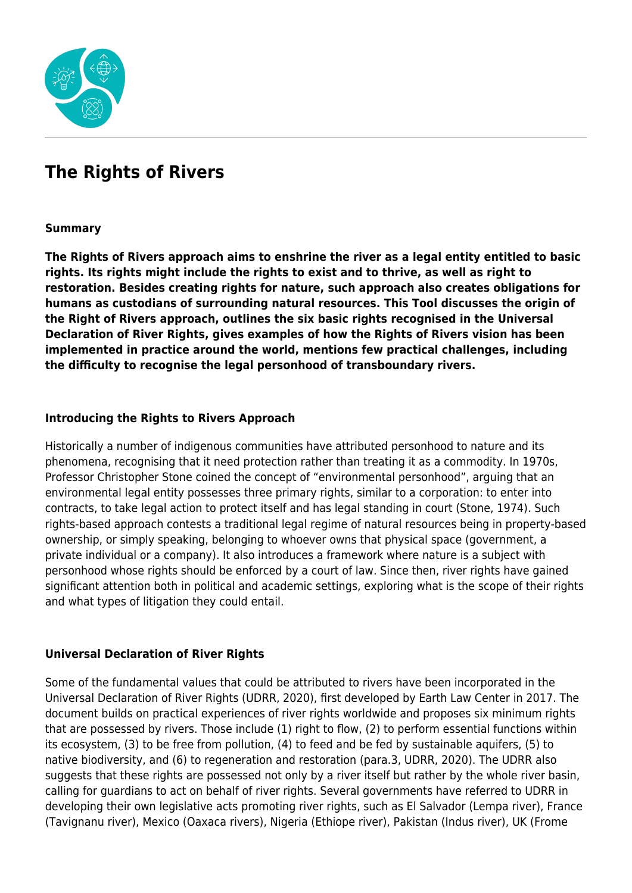# The Rights of Rivers

**Summary**

**The Rights of Rivers approach aims to enshrine the river as a legal entity entitled to basic rights. Its rights might include the rights to exist and to thrive, as well as right to restoration. Besides creating rights for nature, such approach also creates obligations for humans as custodians of surrounding natural resources. This Tool discusses the origin of the Right of Rivers approach, outlines the six basic rights recognised in the Universal Declaration of River Rights, gives examples of how the Rights of Rivers vision has been implemented in practice around the world, mentions few practical challenges, including the difficulty to recognise the legal personhood of transboundary rivers.**

**Introducing the Rights to Rivers Approach**

Historically a number of indigenous communities have attributed personhood to nature and its phenomena, recognising that it need protection rather than treating it as a commodity. In 1970s, Professor Christopher Stone coined the concept of "environmental personhood", arguing that an environmental legal entity possesses three primary rights, similar to a corporation: to enter into contracts, to take legal action to protect itself and has legal standing in court (Stone, 1974). Such rights-based approach contests a traditional legal regime of natural resources being in property-based ownership, or simply speaking, belonging to whoever owns that physical space (government, a private individual or a company). It also introduces a framework where nature is a subject with personhood whose rights should be enforced by a court of law. Since then, river rights have gained significant attention both in political and academic settings, exploring what is the scope of their rights and what types of litigation they could entail.

**Universal Declaration of River Rights**

Some of the fundamental values that could be attributed to rivers have been incorporated in the Universal Declaration of River Rights (UDRR, 2020), first developed by Earth Law Center in 2017. The document builds on practical experiences of river rights worldwide and proposes six minimum rights that are possessed by rivers. Those include (1) right to flow, (2) to perform essential functions within its ecosystem, (3) to be free from pollution, (4) to feed and be fed by sustainable aquifers, (5) to native biodiversity, and (6) to regeneration and restoration (para.3, UDRR, 2020). The UDRR also suggests that these rights are possessed not only by a river itself but rather by the whole river basin, calling for guardians to act on behalf of river rights. Several governments have referred to UDRR in developing their own legislative acts promoting river rights, such as El Salvador (Lempa river), France (Tavignanu river), Mexico (Oaxaca rivers), Nigeria (Ethiope river), Pakistan (Indus river), UK (Frome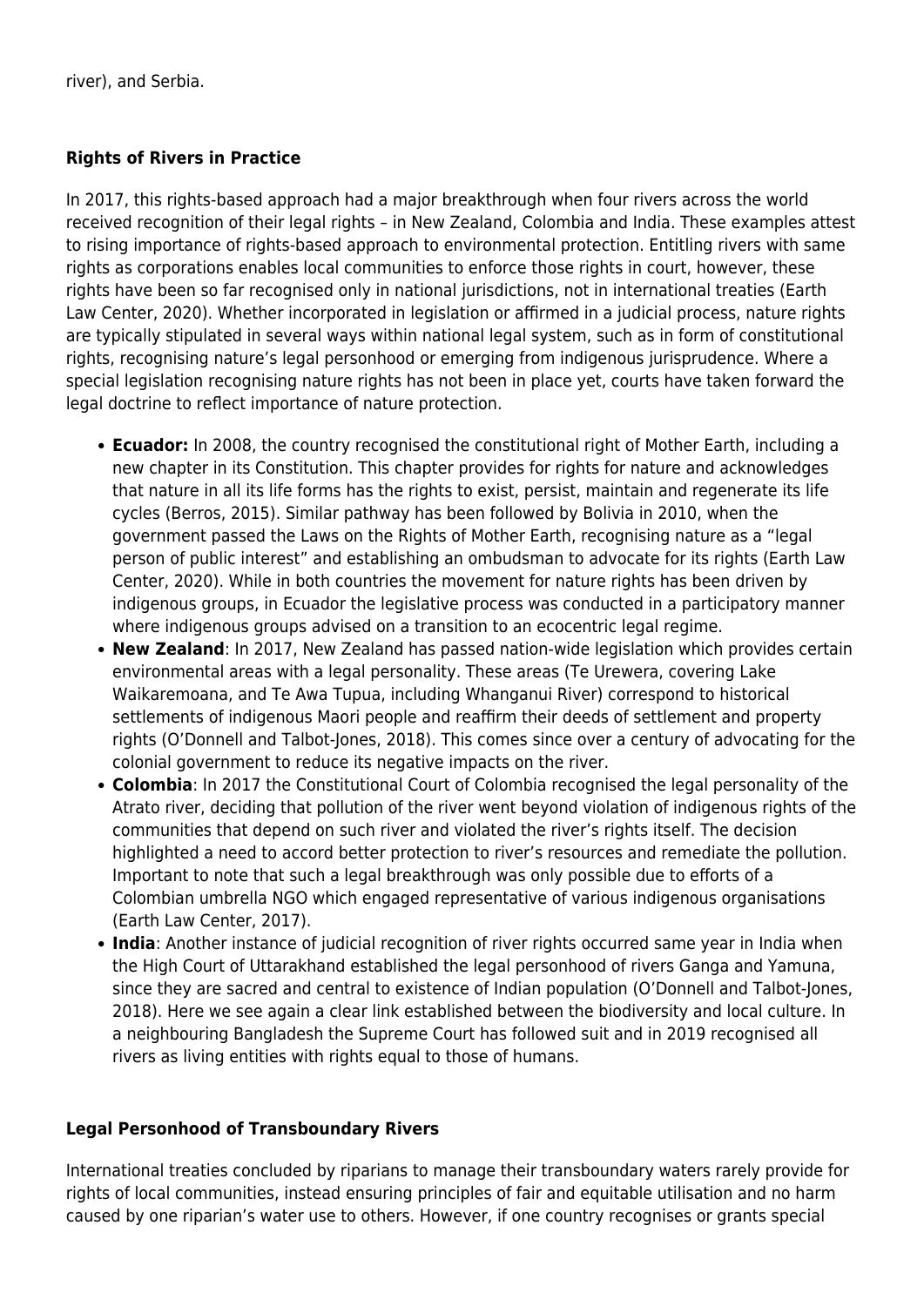river), and Serbia.

**Rights of Rivers in Practice**

In 2017, this rights-based approach had a major breakthrough when four rivers across the world received recognition of their legal rights – in New Zealand, Colombia and India. These examples attest to rising importance of rights-based approach to environmental protection. Entitling rivers with same rights as corporations enables local communities to enforce those rights in court, however, these rights have been so far recognised only in national jurisdictions, not in international treaties (Earth Law Center, 2020). Whether incorporated in legislation or affirmed in a judicial process, nature rights are typically stipulated in several ways within national legal system, such as in form of constitutional rights, recognising nature's legal personhood or emerging from indigenous jurisprudence. Where a special legislation recognising nature rights has not been in place yet, courts have taken forward the legal doctrine to reflect importance of nature protection.

- **Ecuador:** In 2008, the country recognised the constitutional right of Mother Earth, including a new chapter in its Constitution. This chapter provides for rights for nature and acknowledges that nature in all its life forms has the rights to exist, persist, maintain and regenerate its life cycles (Berros, 2015). Similar pathway has been followed by Bolivia in 2010, when the government passed the Laws on the Rights of Mother Earth, recognising nature as a "legal person of public interest" and establishing an ombudsman to advocate for its rights (Earth Law Center, 2020). While in both countries the movement for nature rights has been driven by indigenous groups, in Ecuador the legislative process was conducted in a participatory manner where indigenous groups advised on a transition to an ecocentric legal regime.
- **New Zealand**: In 2017, New Zealand has passed nation-wide legislation which provides certain environmental areas with a legal personality. These areas (Te Urewera, covering Lake Waikaremoana, and Te Awa Tupua, including Whanganui River) correspond to historical settlements of indigenous Maori people and reaffirm their deeds of settlement and property rights (O'Donnell and Talbot-Jones, 2018). This comes since over a century of advocating for the colonial government to reduce its negative impacts on the river.
- **Colombia**: In 2017 the Constitutional Court of Colombia recognised the legal personality of the Atrato river, deciding that pollution of the river went beyond violation of indigenous rights of the communities that depend on such river and violated the river's rights itself. The decision highlighted a need to accord better protection to river's resources and remediate the pollution. Important to note that such a legal breakthrough was only possible due to efforts of a Colombian umbrella NGO which engaged representative of various indigenous organisations (Earth Law Center, 2017).
- **India**: Another instance of judicial recognition of river rights occurred same year in India when the High Court of Uttarakhand established the legal personhood of rivers Ganga and Yamuna, since they are sacred and central to existence of Indian population (O'Donnell and Talbot-Jones, 2018). Here we see again a clear link established between the biodiversity and local culture. In a neighbouring Bangladesh the Supreme Court has followed suit and in 2019 recognised all rivers as living entities with rights equal to those of humans.

**Legal Personhood of Transboundary Rivers**

International treaties concluded by riparians to manage their transboundary waters rarely provide for rights of local communities, instead ensuring principles of fair and equitable utilisation and no harm caused by one riparian's water use to others. However, if one country recognises or grants special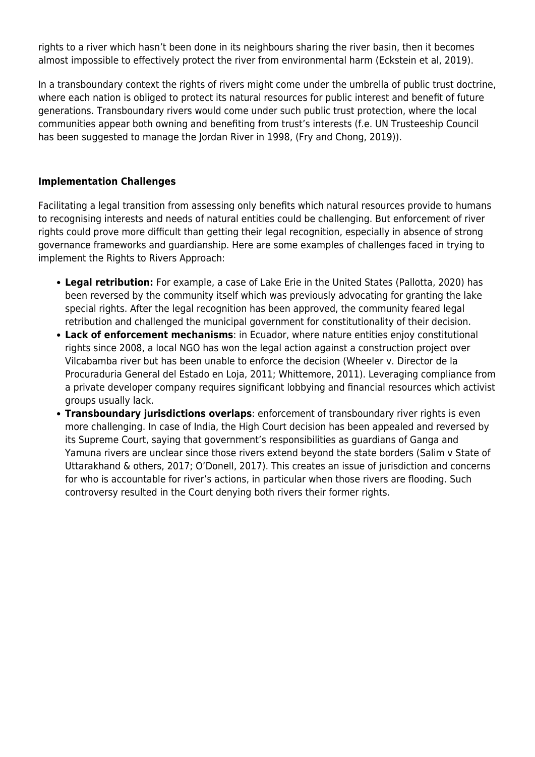rights to a river which hasn't been done in its neighbours sharing the river basin, then it becomes almost impossible to effectively protect the river from environmental harm (Eckstein et al, 2019).

In a transboundary context the rights of rivers might come under the umbrella of public trust doctrine, where each nation is obliged to protect its natural resources for public interest and benefit of future generations. Transboundary rivers would come under such public trust protection, where the local communities appear both owning and benefiting from trust's interests (f.e. UN Trusteeship Council has been suggested to manage the Jordan River in 1998, (Fry and Chong, 2019)).

**Implementation Challenges**

Facilitating a legal transition from assessing only benefits which natural resources provide to humans to recognising interests and needs of natural entities could be challenging. But enforcement of river rights could prove more difficult than getting their legal recognition, especially in absence of strong governance frameworks and guardianship. Here are some examples of challenges faced in trying to implement the Rights to Rivers Approach:

- **Legal retribution:** For example, a case of Lake Erie in the United States (Pallotta, 2020) has been reversed by the community itself which was previously advocating for granting the lake special rights. After the legal recognition has been approved, the community feared legal retribution and challenged the municipal government for constitutionality of their decision.
- **Lack of enforcement mechanisms**: in Ecuador, where nature entities enjoy constitutional rights since 2008, a local NGO has won the legal action against a construction project over Vilcabamba river but has been unable to enforce the decision (Wheeler v. Director de la Procuraduria General del Estado en Loja, 2011; Whittemore, 2011). Leveraging compliance from a private developer company requires significant lobbying and financial resources which activist groups usually lack.
- **Transboundary jurisdictions overlaps**: enforcement of transboundary river rights is even more challenging. In case of India, the High Court decision has been appealed and reversed by its Supreme Court, saying that government's responsibilities as guardians of Ganga and Yamuna rivers are unclear since those rivers extend beyond the state borders (Salim v State of Uttarakhand & others, 2017; O'Donell, 2017). This creates an issue of jurisdiction and concerns for who is accountable for river's actions, in particular when those rivers are flooding. Such controversy resulted in the Court denying both rivers their former rights.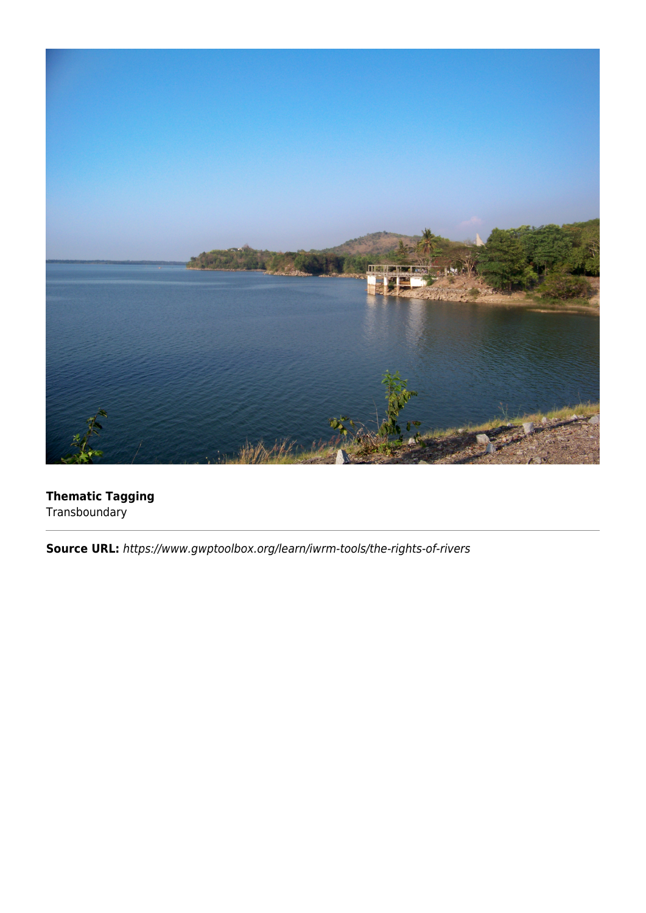**Thematic Tagging**
Transboundary

---

**Source URL:** *https://www.gwptoolbox.org/learn/iwrm-tools/the-rights-of-rivers*